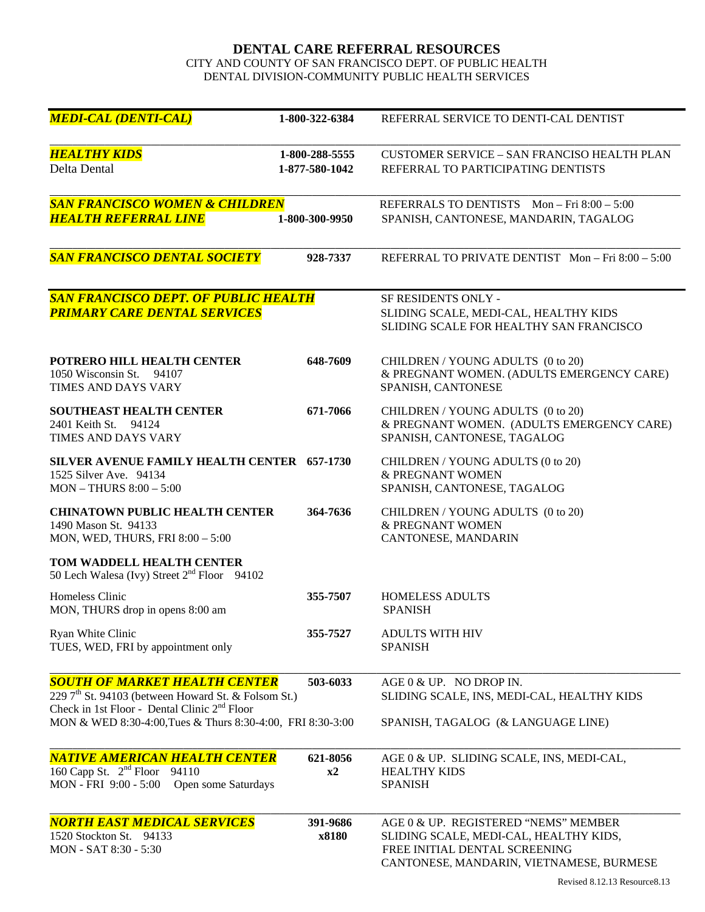# DENTAL CARE REFERRAL RESOURCES

CITY AND COUNTY OF SAN FRANCISCO DEPT. OF PUBLIC HEALTH
DENTAL DIVISION-COMMUNITY PUBLIC HEALTH SERVICES

| Resource | Phone | Services |
| --- | --- | --- |
| ***MEDI-CAL (DENTI-CAL)*** | **1-800-322-6384** | REFERRAL SERVICE TO DENTI-CAL DENTIST |
| ***HEALTHY KIDS***<br>Delta Dental | **1-800-288-5555**<br>**1-877-580-1042** | CUSTOMER SERVICE – SAN FRANCISO HEALTH PLAN<br>REFERRAL TO PARTICIPATING DENTISTS |
| ***SAN FRANCISCO WOMEN & CHILDREN HEALTH REFERRAL LINE*** | **1-800-300-9950** | REFERRALS TO DENTISTS Mon – Fri 8:00 – 5:00<br>SPANISH, CANTONESE, MANDARIN, TAGALOG |
| ***SAN FRANCISCO DENTAL SOCIETY*** | **928-7337** | REFERRAL TO PRIVATE DENTIST Mon – Fri 8:00 – 5:00 |
| ***SAN FRANCISCO DEPT. OF PUBLIC HEALTH PRIMARY CARE DENTAL SERVICES*** | | SF RESIDENTS ONLY -<br>SLIDING SCALE, MEDI-CAL, HEALTHY KIDS<br>SLIDING SCALE FOR HEALTHY SAN FRANCISCO |
| **POTRERO HILL HEALTH CENTER**<br>1050 Wisconsin St. 94107<br>TIMES AND DAYS VARY | **648-7609** | CHILDREN / YOUNG ADULTS (0 to 20)<br>& PREGNANT WOMEN. (ADULTS EMERGENCY CARE)<br>SPANISH, CANTONESE |
| **SOUTHEAST HEALTH CENTER**<br>2401 Keith St. 94124<br>TIMES AND DAYS VARY | **671-7066** | CHILDREN / YOUNG ADULTS (0 to 20)<br>& PREGNANT WOMEN. (ADULTS EMERGENCY CARE)<br>SPANISH, CANTONESE, TAGALOG |
| **SILVER AVENUE FAMILY HEALTH CENTER**<br>1525 Silver Ave. 94134<br>MON – THURS 8:00 – 5:00 | **657-1730** | CHILDREN / YOUNG ADULTS (0 to 20)<br>& PREGNANT WOMEN<br>SPANISH, CANTONESE, TAGALOG |
| **CHINATOWN PUBLIC HEALTH CENTER**<br>1490 Mason St. 94133<br>MON, WED, THURS, FRI 8:00 – 5:00 | **364-7636** | CHILDREN / YOUNG ADULTS (0 to 20)<br>& PREGNANT WOMEN<br>CANTONESE, MANDARIN |
| **TOM WADDELL HEALTH CENTER**<br>50 Lech Walesa (Ivy) Street 2nd Floor 94102 | | |
| Homeless Clinic<br>MON, THURS drop in opens 8:00 am | **355-7507** | HOMELESS ADULTS<br>SPANISH |
| Ryan White Clinic<br>TUES, WED, FRI by appointment only | **355-7527** | ADULTS WITH HIV<br>SPANISH |
| ***SOUTH OF MARKET HEALTH CENTER***<br>229 7th St. 94103 (between Howard St. & Folsom St.)<br>Check in 1st Floor - Dental Clinic 2nd Floor<br>MON & WED 8:30-4:00, Tues & Thurs 8:30-4:00, FRI 8:30-3:00 | **503-6033** | AGE 0 & UP. NO DROP IN.<br>SLIDING SCALE, INS, MEDI-CAL, HEALTHY KIDS<br>SPANISH, TAGALOG (& LANGUAGE LINE) |
| ***NATIVE AMERICAN HEALTH CENTER***<br>160 Capp St. 2nd Floor 94110<br>MON - FRI 9:00 - 5:00 Open some Saturdays | **621-8056 x2** | AGE 0 & UP. SLIDING SCALE, INS, MEDI-CAL,<br>HEALTHY KIDS<br>SPANISH |
| ***NORTH EAST MEDICAL SERVICES***<br>1520 Stockton St. 94133<br>MON - SAT 8:30 - 5:30 | **391-9686 x8180** | AGE 0 & UP. REGISTERED "NEMS" MEMBER<br>SLIDING SCALE, MEDI-CAL, HEALTHY KIDS,<br>FREE INITIAL DENTAL SCREENING<br>CANTONESE, MANDARIN, VIETNAMESE, BURMESE |

Revised 8.12.13 Resource8.13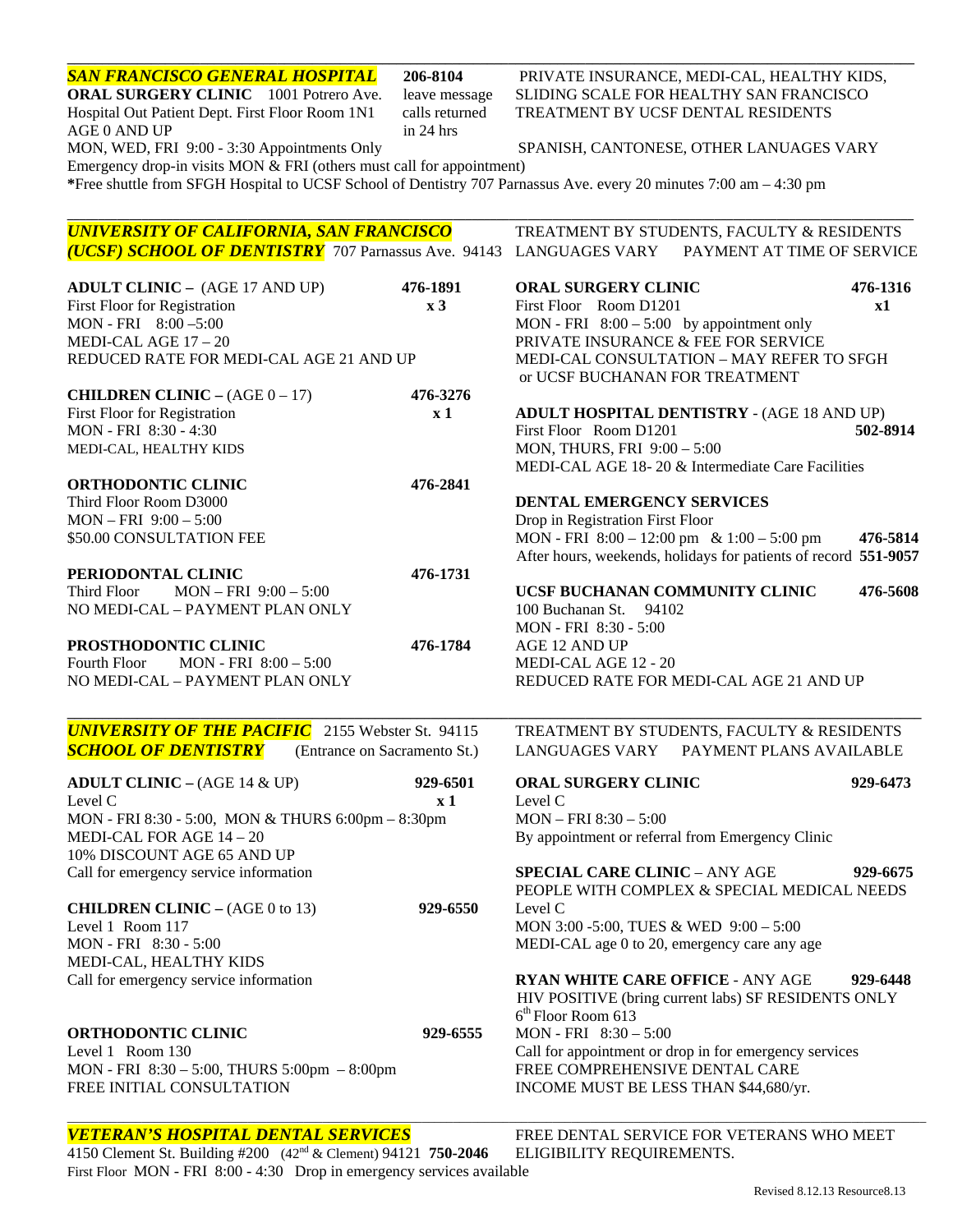## *SAN FRANCISCO GENERAL HOSPITAL*

**206-8104** leave message calls returned in 24 hrs

PRIVATE INSURANCE, MEDI-CAL, HEALTHY KIDS, SLIDING SCALE FOR HEALTHY SAN FRANCISCO TREATMENT BY UCSF DENTAL RESIDENTS

**ORAL SURGERY CLINIC** 1001 Potrero Ave.
Hospital Out Patient Dept. First Floor Room 1N1
AGE 0 AND UP
MON, WED, FRI 9:00 - 3:30 Appointments Only

SPANISH, CANTONESE, OTHER LANUAGES VARY

Emergency drop-in visits MON & FRI (others must call for appointment)

***Free shuttle from SFGH Hospital to UCSF School of Dentistry 707 Parnassus Ave. every 20 minutes 7:00 am – 4:30 pm**

---

## *UNIVERSITY OF CALIFORNIA, SAN FRANCISCO (UCSF) SCHOOL OF DENTISTRY* 707 Parnassus Ave. 94143

TREATMENT BY STUDENTS, FACULTY & RESIDENTS
LANGUAGES VARY PAYMENT AT TIME OF SERVICE

**ADULT CLINIC –** (AGE 17 AND UP) **476-1891 x 3**
First Floor for Registration
MON - FRI 8:00 –5:00
MEDI-CAL AGE 17 – 20
REDUCED RATE FOR MEDI-CAL AGE 21 AND UP

**CHILDREN CLINIC –** (AGE 0 – 17) **476-3276 x 1**
First Floor for Registration
MON - FRI 8:30 - 4:30
MEDI-CAL, HEALTHY KIDS

**ORTHODONTIC CLINIC** **476-2841**
Third Floor Room D3000
MON – FRI 9:00 – 5:00
$50.00 CONSULTATION FEE

**PERIODONTAL CLINIC** **476-1731**
Third Floor MON – FRI 9:00 – 5:00
NO MEDI-CAL – PAYMENT PLAN ONLY

**PROSTHODONTIC CLINIC** **476-1784**
Fourth Floor MON - FRI 8:00 – 5:00
NO MEDI-CAL – PAYMENT PLAN ONLY

**ORAL SURGERY CLINIC** **476-1316 x1**
First Floor Room D1201
MON - FRI 8:00 – 5:00 by appointment only
PRIVATE INSURANCE & FEE FOR SERVICE
MEDI-CAL CONSULTATION – MAY REFER TO SFGH or UCSF BUCHANAN FOR TREATMENT

**ADULT HOSPITAL DENTISTRY** - (AGE 18 AND UP) **502-8914**
First Floor Room D1201
MON, THURS, FRI 9:00 – 5:00
MEDI-CAL AGE 18- 20 & Intermediate Care Facilities

**DENTAL EMERGENCY SERVICES**
Drop in Registration First Floor
MON - FRI 8:00 – 12:00 pm & 1:00 – 5:00 pm **476-5814**
After hours, weekends, holidays for patients of record **551-9057**

**UCSF BUCHANAN COMMUNITY CLINIC** **476-5608**
100 Buchanan St. 94102
MON - FRI 8:30 - 5:00
AGE 12 AND UP
MEDI-CAL AGE 12 - 20
REDUCED RATE FOR MEDI-CAL AGE 21 AND UP

---

## *UNIVERSITY OF THE PACIFIC SCHOOL OF DENTISTRY* 2155 Webster St. 94115 (Entrance on Sacramento St.)

TREATMENT BY STUDENTS, FACULTY & RESIDENTS
LANGUAGES VARY PAYMENT PLANS AVAILABLE

**ADULT CLINIC –** (AGE 14 & UP) **929-6501 x 1**
Level C
MON - FRI 8:30 - 5:00, MON & THURS 6:00pm – 8:30pm
MEDI-CAL FOR AGE 14 – 20
10% DISCOUNT AGE 65 AND UP
Call for emergency service information

**CHILDREN CLINIC –** (AGE 0 to 13) **929-6550**
Level 1 Room 117
MON - FRI 8:30 - 5:00
MEDI-CAL, HEALTHY KIDS
Call for emergency service information

**ORTHODONTIC CLINIC** **929-6555**
Level 1 Room 130
MON - FRI 8:30 – 5:00, THURS 5:00pm – 8:00pm
FREE INITIAL CONSULTATION

**ORAL SURGERY CLINIC** **929-6473**
Level C
MON – FRI 8:30 – 5:00
By appointment or referral from Emergency Clinic

**SPECIAL CARE CLINIC** – ANY AGE **929-6675**
PEOPLE WITH COMPLEX & SPECIAL MEDICAL NEEDS
Level C
MON 3:00 -5:00, TUES & WED 9:00 – 5:00
MEDI-CAL age 0 to 20, emergency care any age

**RYAN WHITE CARE OFFICE** - ANY AGE **929-6448**
HIV POSITIVE (bring current labs) SF RESIDENTS ONLY
6th Floor Room 613
MON - FRI 8:30 – 5:00
Call for appointment or drop in for emergency services
FREE COMPREHENSIVE DENTAL CARE
INCOME MUST BE LESS THAN $44,680/yr.

---

## *VETERAN'S HOSPITAL DENTAL SERVICES*

4150 Clement St. Building #200 (42nd & Clement) 94121 **750-2046**
First Floor MON - FRI 8:00 - 4:30 Drop in emergency services available

FREE DENTAL SERVICE FOR VETERANS WHO MEET ELIGIBILITY REQUIREMENTS.

Revised 8.12.13 Resource8.13